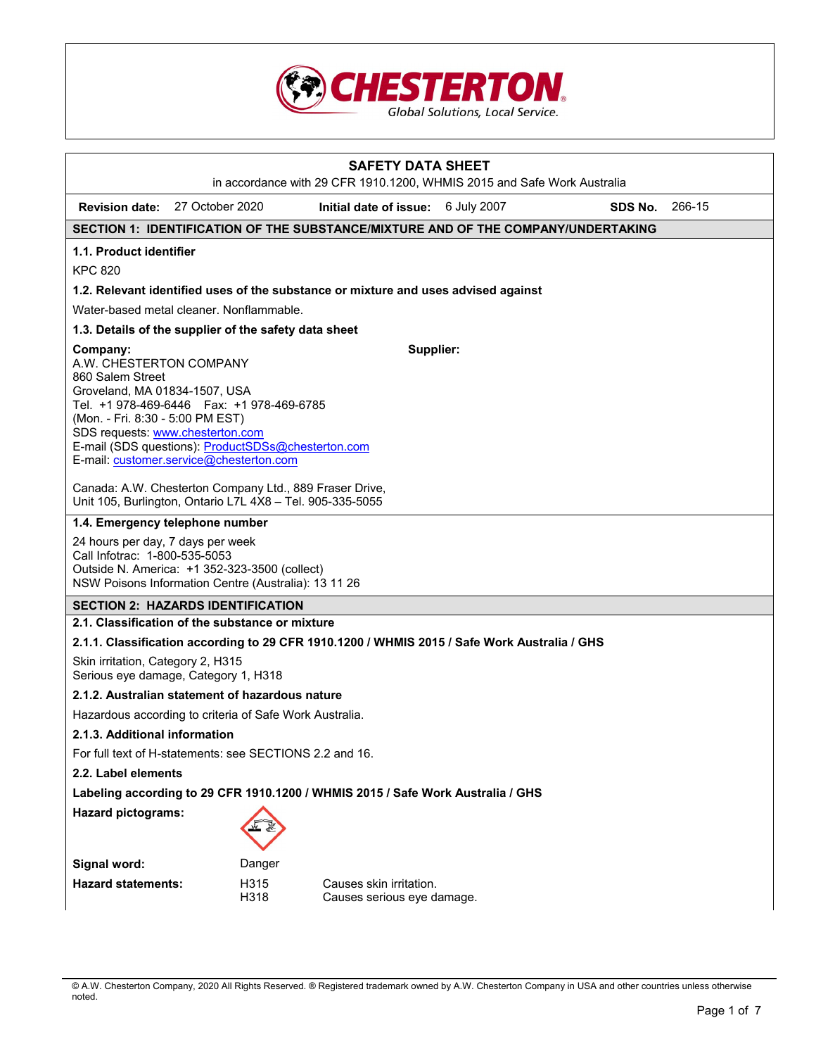# SAFETY DATA SHEET

in accordance with 29 CFR 1910.1200, WHMIS 2015 and Safe Work Australia

**Revision date:** 27 October 2020 **Initial date of issue:** 6 July 2007 **SDS No.** 266-15

## SECTION 1: IDENTIFICATION OF THE SUBSTANCE/MIXTURE AND OF THE COMPANY/UNDERTAKING

### 1.1. Product identifier

KPC 820

### 1.2. Relevant identified uses of the substance or mixture and uses advised against

Water-based metal cleaner. Nonflammable.

### 1.3. Details of the supplier of the safety data sheet

**Company:**
A.W. CHESTERTON COMPANY
860 Salem Street
Groveland, MA 01834-1507, USA
Tel. +1 978-469-6446 Fax: +1 978-469-6785
(Mon. - Fri. 8:30 - 5:00 PM EST)
SDS requests: www.chesterton.com
E-mail (SDS questions): ProductSDSs@chesterton.com
E-mail: customer.service@chesterton.com

Canada: A.W. Chesterton Company Ltd., 889 Fraser Drive,
Unit 105, Burlington, Ontario L7L 4X8 – Tel. 905-335-5055

**Supplier:**

### 1.4. Emergency telephone number

24 hours per day, 7 days per week
Call Infotrac: 1-800-535-5053
Outside N. America: +1 352-323-3500 (collect)
NSW Poisons Information Centre (Australia): 13 11 26

## SECTION 2: HAZARDS IDENTIFICATION

### 2.1. Classification of the substance or mixture

#### 2.1.1. Classification according to 29 CFR 1910.1200 / WHMIS 2015 / Safe Work Australia / GHS

Skin irritation, Category 2, H315
Serious eye damage, Category 1, H318

#### 2.1.2. Australian statement of hazardous nature

Hazardous according to criteria of Safe Work Australia.

#### 2.1.3. Additional information

For full text of H-statements: see SECTIONS 2.2 and 16.

### 2.2. Label elements

**Labeling according to 29 CFR 1910.1200 / WHMIS 2015 / Safe Work Australia / GHS**

**Hazard pictograms:**

**Signal word:** Danger

**Hazard statements:**

| | |
|---|---|
| H315 | Causes skin irritation. |
| H318 | Causes serious eye damage. |

© A.W. Chesterton Company, 2020 All Rights Reserved. ® Registered trademark owned by A.W. Chesterton Company in USA and other countries unless otherwise noted.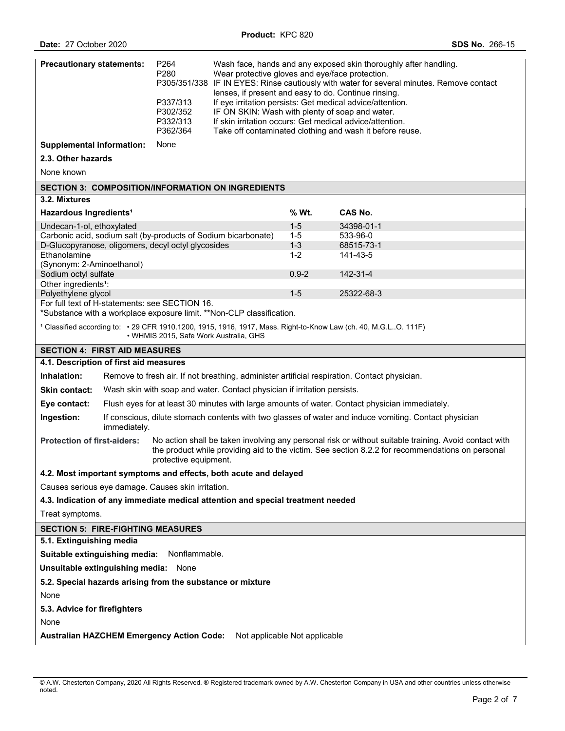**Precautionary statements:**

| | |
|---|---|
| P264 | Wash face, hands and any exposed skin thoroughly after handling. |
| P280 | Wear protective gloves and eye/face protection. |
| P305/351/338 | IF IN EYES: Rinse cautiously with water for several minutes. Remove contact lenses, if present and easy to do. Continue rinsing. |
| P337/313 | If eye irritation persists: Get medical advice/attention. |
| P302/352 | IF ON SKIN: Wash with plenty of soap and water. |
| P332/313 | If skin irritation occurs: Get medical advice/attention. |
| P362/364 | Take off contaminated clothing and wash it before reuse. |

**Supplemental information:** None

**2.3. Other hazards**

None known

## SECTION 3: COMPOSITION/INFORMATION ON INGREDIENTS

**3.2. Mixtures**

| Hazardous Ingredients[1] | % Wt. | CAS No. |
|---|---|---|
| Undecan-1-ol, ethoxylated | 1-5 | 34398-01-1 |
| Carbonic acid, sodium salt (by-products of Sodium bicarbonate) | 1-5 | 533-96-0 |
| D-Glucopyranose, oligomers, decyl octyl glycosides | 1-3 | 68515-73-1 |
| Ethanolamine (Synonym: 2-Aminoethanol) | 1-2 | 141-43-5 |
| Sodium octyl sulfate | 0.9-2 | 142-31-4 |
| Other ingredients[1]: | | |
| Polyethylene glycol | 1-5 | 25322-68-3 |

For full text of H-statements: see SECTION 16.
*Substance with a workplace exposure limit. **Non-CLP classification.

[1] Classified according to: • 29 CFR 1910.1200, 1915, 1916, 1917, Mass. Right-to-Know Law (ch. 40, M.G.L..O. 111F)
• WHMIS 2015, Safe Work Australia, GHS

## SECTION 4: FIRST AID MEASURES

**4.1. Description of first aid measures**

**Inhalation:** Remove to fresh air. If not breathing, administer artificial respiration. Contact physician.

**Skin contact:** Wash skin with soap and water. Contact physician if irritation persists.

**Eye contact:** Flush eyes for at least 30 minutes with large amounts of water. Contact physician immediately.

**Ingestion:** If conscious, dilute stomach contents with two glasses of water and induce vomiting. Contact physician immediately.

**Protection of first-aiders:** No action shall be taken involving any personal risk or without suitable training. Avoid contact with the product while providing aid to the victim. See section 8.2.2 for recommendations on personal protective equipment.

**4.2. Most important symptoms and effects, both acute and delayed**

Causes serious eye damage. Causes skin irritation.

**4.3. Indication of any immediate medical attention and special treatment needed**

Treat symptoms.

## SECTION 5: FIRE-FIGHTING MEASURES

**5.1. Extinguishing media**

**Suitable extinguishing media:** Nonflammable.

**Unsuitable extinguishing media:** None

**5.2. Special hazards arising from the substance or mixture**

None

**5.3. Advice for firefighters**

None

**Australian HAZCHEM Emergency Action Code:** Not applicable Not applicable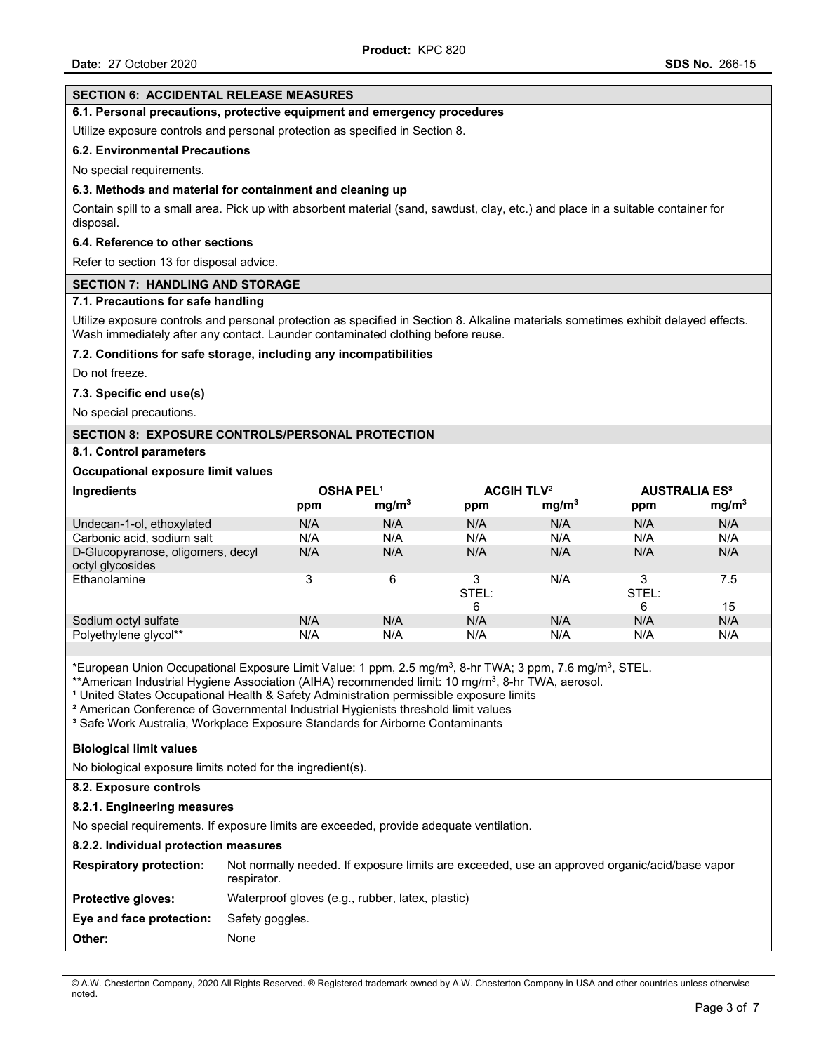## SECTION 6: ACCIDENTAL RELEASE MEASURES

### 6.1. Personal precautions, protective equipment and emergency procedures

Utilize exposure controls and personal protection as specified in Section 8.

### 6.2. Environmental Precautions

No special requirements.

### 6.3. Methods and material for containment and cleaning up

Contain spill to a small area. Pick up with absorbent material (sand, sawdust, clay, etc.) and place in a suitable container for disposal.

### 6.4. Reference to other sections

Refer to section 13 for disposal advice.

## SECTION 7: HANDLING AND STORAGE

### 7.1. Precautions for safe handling

Utilize exposure controls and personal protection as specified in Section 8. Alkaline materials sometimes exhibit delayed effects. Wash immediately after any contact. Launder contaminated clothing before reuse.

### 7.2. Conditions for safe storage, including any incompatibilities

Do not freeze.

### 7.3. Specific end use(s)

No special precautions.

## SECTION 8: EXPOSURE CONTROLS/PERSONAL PROTECTION

### 8.1. Control parameters

**Occupational exposure limit values**

| Ingredients | OSHA PEL[1] | | ACGIH TLV[2] | | AUSTRALIA ES[3] | |
|---|---|---|---|---|---|---|
| | ppm | $mg/m^3$ | ppm | $mg/m^3$ | ppm | $mg/m^3$ |
| Undecan-1-ol, ethoxylated | N/A | N/A | N/A | N/A | N/A | N/A |
| Carbonic acid, sodium salt | N/A | N/A | N/A | N/A | N/A | N/A |
| D-Glucopyranose, oligomers, decyl octyl glycosides | N/A | N/A | N/A | N/A | N/A | N/A |
| Ethanolamine | 3 | 6 | 3 STEL: 6 | N/A | 3 STEL: 6 | 7.5 15 |
| Sodium octyl sulfate | N/A | N/A | N/A | N/A | N/A | N/A |
| Polyethylene glycol** | N/A | N/A | N/A | N/A | N/A | N/A |

*European Union Occupational Exposure Limit Value: 1 ppm, 2.5 $mg/m^3$, 8-hr TWA; 3 ppm, 7.6 $mg/m^3$, STEL.

**American Industrial Hygiene Association (AIHA) recommended limit: 10 $mg/m^3$, 8-hr TWA, aerosol.

[1] United States Occupational Health & Safety Administration permissible exposure limits

[2] American Conference of Governmental Industrial Hygienists threshold limit values

[3] Safe Work Australia, Workplace Exposure Standards for Airborne Contaminants

**Biological limit values**

No biological exposure limits noted for the ingredient(s).

### 8.2. Exposure controls

#### 8.2.1. Engineering measures

No special requirements. If exposure limits are exceeded, provide adequate ventilation.

#### 8.2.2. Individual protection measures

**Respiratory protection:** Not normally needed. If exposure limits are exceeded, use an approved organic/acid/base vapor respirator.

**Protective gloves:** Waterproof gloves (e.g., rubber, latex, plastic)

**Eye and face protection:** Safety goggles.

**Other:** None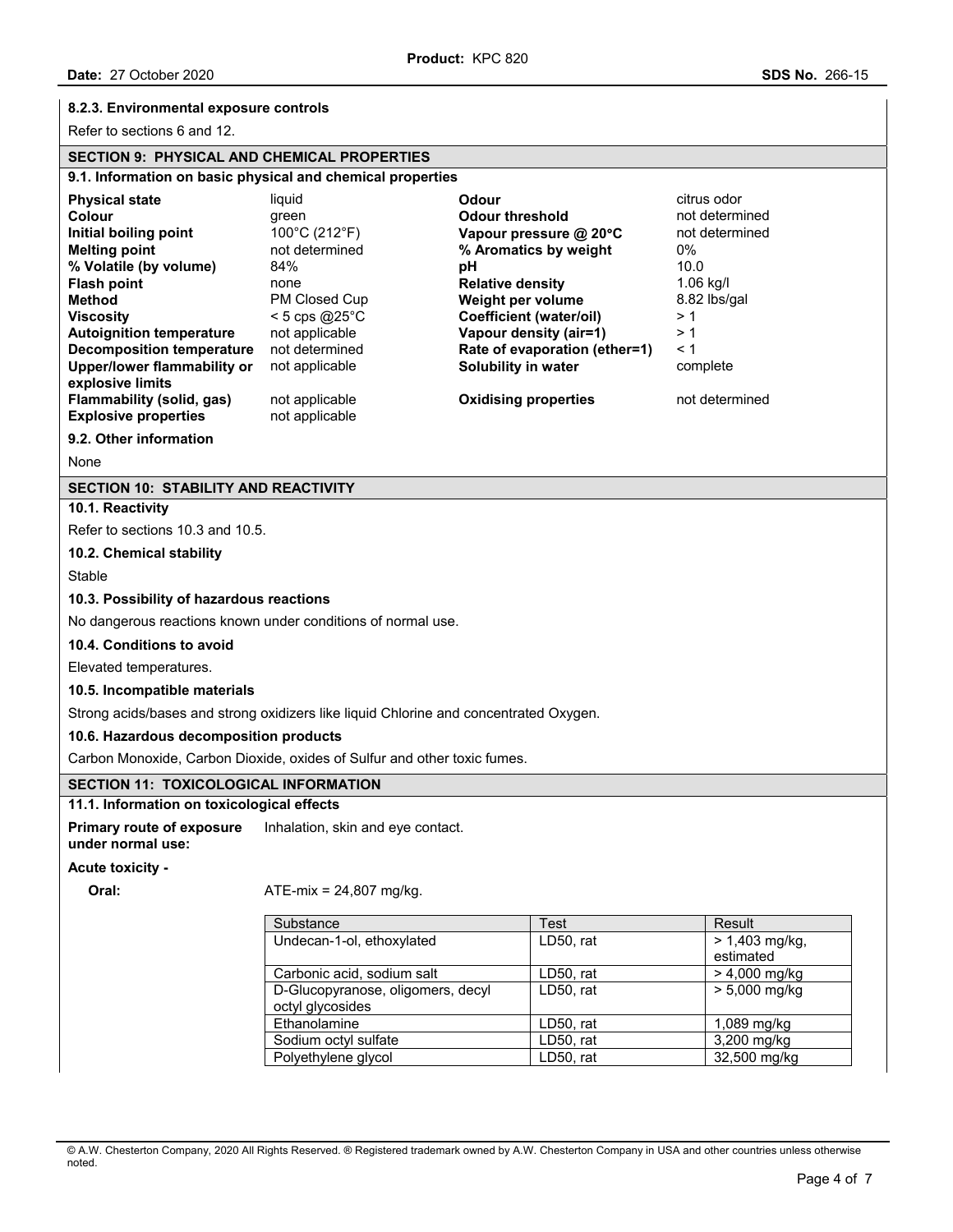#### 8.2.3. Environmental exposure controls

Refer to sections 6 and 12.

## SECTION 9: PHYSICAL AND CHEMICAL PROPERTIES

### 9.1. Information on basic physical and chemical properties

| | | | |
|---|---|---|---|
| **Physical state** | liquid | **Odour** | citrus odor |
| **Colour** | green | **Odour threshold** | not determined |
| **Initial boiling point** | 100°C (212°F) | **Vapour pressure @ 20°C** | not determined |
| **Melting point** | not determined | **% Aromatics by weight** | 0% |
| **% Volatile (by volume)** | 84% | **pH** | 10.0 |
| **Flash point** | none | **Relative density** | 1.06 kg/l |
| **Method** | PM Closed Cup | **Weight per volume** | 8.82 lbs/gal |
| **Viscosity** | < 5 cps @25°C | **Coefficient (water/oil)** | > 1 |
| **Autoignition temperature** | not applicable | **Vapour density (air=1)** | > 1 |
| **Decomposition temperature** | not determined | **Rate of evaporation (ether=1)** | < 1 |
| **Upper/lower flammability or explosive limits** | not applicable | **Solubility in water** | complete |
| **Flammability (solid, gas)** | not applicable | **Oxidising properties** | not determined |
| **Explosive properties** | not applicable | | |

### 9.2. Other information

None

## SECTION 10: STABILITY AND REACTIVITY

### 10.1. Reactivity

Refer to sections 10.3 and 10.5.

### 10.2. Chemical stability

Stable

### 10.3. Possibility of hazardous reactions

No dangerous reactions known under conditions of normal use.

### 10.4. Conditions to avoid

Elevated temperatures.

### 10.5. Incompatible materials

Strong acids/bases and strong oxidizers like liquid Chlorine and concentrated Oxygen.

### 10.6. Hazardous decomposition products

Carbon Monoxide, Carbon Dioxide, oxides of Sulfur and other toxic fumes.

## SECTION 11: TOXICOLOGICAL INFORMATION

### 11.1. Information on toxicological effects

**Primary route of exposure under normal use:** Inhalation, skin and eye contact.

**Acute toxicity -**

**Oral:** ATE-mix = 24,807 mg/kg.

| Substance | Test | Result |
|---|---|---|
| Undecan-1-ol, ethoxylated | LD50, rat | > 1,403 mg/kg, estimated |
| Carbonic acid, sodium salt | LD50, rat | > 4,000 mg/kg |
| D-Glucopyranose, oligomers, decyl octyl glycosides | LD50, rat | > 5,000 mg/kg |
| Ethanolamine | LD50, rat | 1,089 mg/kg |
| Sodium octyl sulfate | LD50, rat | 3,200 mg/kg |
| Polyethylene glycol | LD50, rat | 32,500 mg/kg |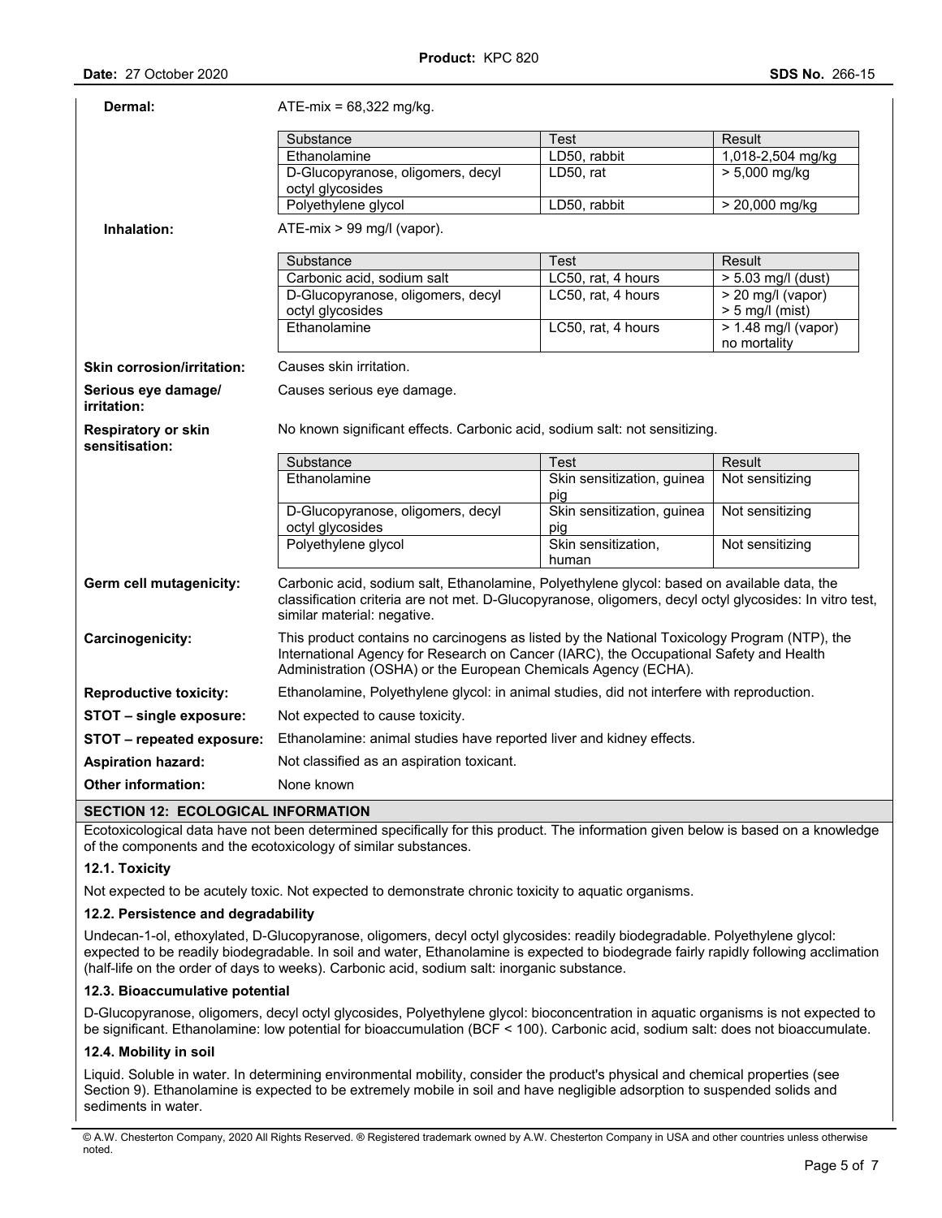**Dermal:** ATE-mix = 68,322 mg/kg.

| Substance | Test | Result |
|---|---|---|
| Ethanolamine | LD50, rabbit | 1,018-2,504 mg/kg |
| D-Glucopyranose, oligomers, decyl octyl glycosides | LD50, rat | > 5,000 mg/kg |
| Polyethylene glycol | LD50, rabbit | > 20,000 mg/kg |

**Inhalation:** ATE-mix > 99 mg/l (vapor).

| Substance | Test | Result |
|---|---|---|
| Carbonic acid, sodium salt | LC50, rat, 4 hours | > 5.03 mg/l (dust) |
| D-Glucopyranose, oligomers, decyl octyl glycosides | LC50, rat, 4 hours | > 20 mg/l (vapor) > 5 mg/l (mist) |
| Ethanolamine | LC50, rat, 4 hours | > 1.48 mg/l (vapor) no mortality |

**Skin corrosion/irritation:** Causes skin irritation.

**Serious eye damage/ irritation:** Causes serious eye damage.

**Respiratory or skin sensitisation:** No known significant effects. Carbonic acid, sodium salt: not sensitizing.

| Substance | Test | Result |
|---|---|---|
| Ethanolamine | Skin sensitization, guinea pig | Not sensitizing |
| D-Glucopyranose, oligomers, decyl octyl glycosides | Skin sensitization, guinea pig | Not sensitizing |
| Polyethylene glycol | Skin sensitization, human | Not sensitizing |

**Germ cell mutagenicity:** Carbonic acid, sodium salt, Ethanolamine, Polyethylene glycol: based on available data, the classification criteria are not met. D-Glucopyranose, oligomers, decyl octyl glycosides: In vitro test, similar material: negative.

**Carcinogenicity:** This product contains no carcinogens as listed by the National Toxicology Program (NTP), the International Agency for Research on Cancer (IARC), the Occupational Safety and Health Administration (OSHA) or the European Chemicals Agency (ECHA).

**Reproductive toxicity:** Ethanolamine, Polyethylene glycol: in animal studies, did not interfere with reproduction.

**STOT – single exposure:** Not expected to cause toxicity.

**STOT – repeated exposure:** Ethanolamine: animal studies have reported liver and kidney effects.

**Aspiration hazard:** Not classified as an aspiration toxicant.

**Other information:** None known

## SECTION 12: ECOLOGICAL INFORMATION

Ecotoxicological data have not been determined specifically for this product. The information given below is based on a knowledge of the components and the ecotoxicology of similar substances.

### 12.1. Toxicity

Not expected to be acutely toxic. Not expected to demonstrate chronic toxicity to aquatic organisms.

### 12.2. Persistence and degradability

Undecan-1-ol, ethoxylated, D-Glucopyranose, oligomers, decyl octyl glycosides: readily biodegradable. Polyethylene glycol: expected to be readily biodegradable. In soil and water, Ethanolamine is expected to biodegrade fairly rapidly following acclimation (half-life on the order of days to weeks). Carbonic acid, sodium salt: inorganic substance.

### 12.3. Bioaccumulative potential

D-Glucopyranose, oligomers, decyl octyl glycosides, Polyethylene glycol: bioconcentration in aquatic organisms is not expected to be significant. Ethanolamine: low potential for bioaccumulation (BCF < 100). Carbonic acid, sodium salt: does not bioaccumulate.

### 12.4. Mobility in soil

Liquid. Soluble in water. In determining environmental mobility, consider the product's physical and chemical properties (see Section 9). Ethanolamine is expected to be extremely mobile in soil and have negligible adsorption to suspended solids and sediments in water.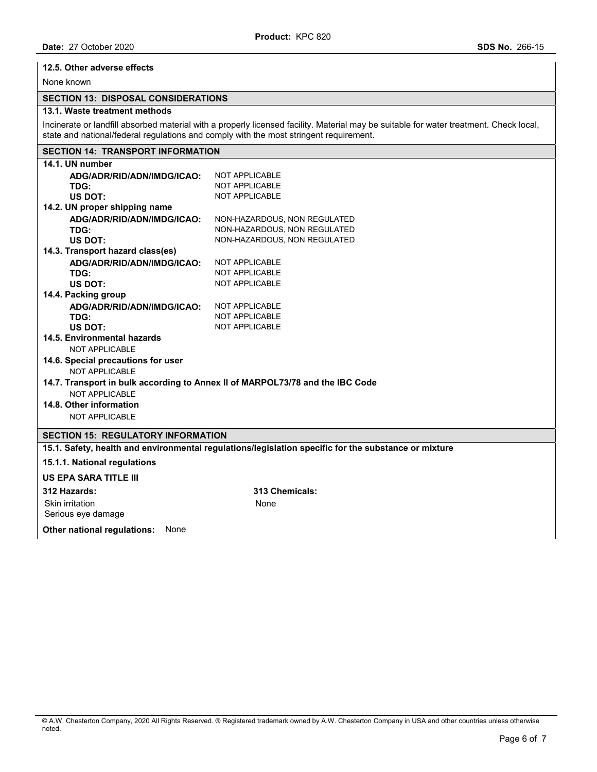### 12.5. Other adverse effects

None known

## SECTION 13: DISPOSAL CONSIDERATIONS

### 13.1. Waste treatment methods

Incinerate or landfill absorbed material with a properly licensed facility. Material may be suitable for water treatment. Check local, state and national/federal regulations and comply with the most stringent requirement.

## SECTION 14: TRANSPORT INFORMATION

### 14.1. UN number

| | |
|---|---|
| **ADG/ADR/RID/ADN/IMDG/ICAO:** | NOT APPLICABLE |
| **TDG:** | NOT APPLICABLE |
| **US DOT:** | NOT APPLICABLE |

### 14.2. UN proper shipping name

| | |
|---|---|
| **ADG/ADR/RID/ADN/IMDG/ICAO:** | NON-HAZARDOUS, NON REGULATED |
| **TDG:** | NON-HAZARDOUS, NON REGULATED |
| **US DOT:** | NON-HAZARDOUS, NON REGULATED |

### 14.3. Transport hazard class(es)

| | |
|---|---|
| **ADG/ADR/RID/ADN/IMDG/ICAO:** | NOT APPLICABLE |
| **TDG:** | NOT APPLICABLE |
| **US DOT:** | NOT APPLICABLE |

### 14.4. Packing group

| | |
|---|---|
| **ADG/ADR/RID/ADN/IMDG/ICAO:** | NOT APPLICABLE |
| **TDG:** | NOT APPLICABLE |
| **US DOT:** | NOT APPLICABLE |

### 14.5. Environmental hazards

NOT APPLICABLE

### 14.6. Special precautions for user

NOT APPLICABLE

### 14.7. Transport in bulk according to Annex II of MARPOL73/78 and the IBC Code

NOT APPLICABLE

### 14.8. Other information

NOT APPLICABLE

## SECTION 15: REGULATORY INFORMATION

### 15.1. Safety, health and environmental regulations/legislation specific for the substance or mixture

#### 15.1.1. National regulations

**US EPA SARA TITLE III**

| **312 Hazards:** | **313 Chemicals:** |
|---|---|
| Skin irritation<br>Serious eye damage | None |

**Other national regulations:** None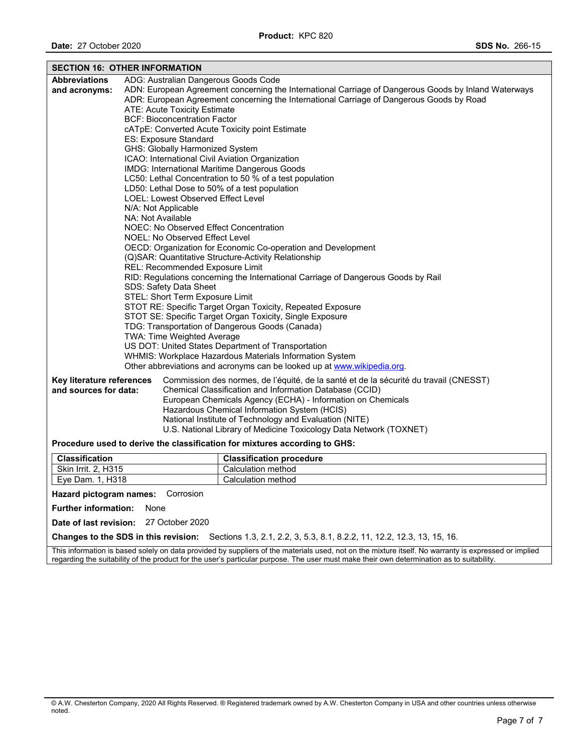## SECTION 16: OTHER INFORMATION

**Abbreviations and acronyms:**

ADG: Australian Dangerous Goods Code
ADN: European Agreement concerning the International Carriage of Dangerous Goods by Inland Waterways
ADR: European Agreement concerning the International Carriage of Dangerous Goods by Road
ATE: Acute Toxicity Estimate
BCF: Bioconcentration Factor
cATpE: Converted Acute Toxicity point Estimate
ES: Exposure Standard
GHS: Globally Harmonized System
ICAO: International Civil Aviation Organization
IMDG: International Maritime Dangerous Goods
LC50: Lethal Concentration to 50 % of a test population
LD50: Lethal Dose to 50% of a test population
LOEL: Lowest Observed Effect Level
N/A: Not Applicable
NA: Not Available
NOEC: No Observed Effect Concentration
NOEL: No Observed Effect Level
OECD: Organization for Economic Co-operation and Development
(Q)SAR: Quantitative Structure-Activity Relationship
REL: Recommended Exposure Limit
RID: Regulations concerning the International Carriage of Dangerous Goods by Rail
SDS: Safety Data Sheet
STEL: Short Term Exposure Limit
STOT RE: Specific Target Organ Toxicity, Repeated Exposure
STOT SE: Specific Target Organ Toxicity, Single Exposure
TDG: Transportation of Dangerous Goods (Canada)
TWA: Time Weighted Average
US DOT: United States Department of Transportation
WHMIS: Workplace Hazardous Materials Information System
Other abbreviations and acronyms can be looked up at www.wikipedia.org.

**Key literature references and sources for data:**

Commission des normes, de l'équité, de la santé et de la sécurité du travail (CNESST)
Chemical Classification and Information Database (CCID)
European Chemicals Agency (ECHA) - Information on Chemicals
Hazardous Chemical Information System (HCIS)
National Institute of Technology and Evaluation (NITE)
U.S. National Library of Medicine Toxicology Data Network (TOXNET)

**Procedure used to derive the classification for mixtures according to GHS:**

| Classification | Classification procedure |
|---|---|
| Skin Irrit. 2, H315 | Calculation method |
| Eye Dam. 1, H318 | Calculation method |

**Hazard pictogram names:** Corrosion

**Further information:** None

**Date of last revision:** 27 October 2020

**Changes to the SDS in this revision:** Sections 1.3, 2.1, 2.2, 3, 5.3, 8.1, 8.2.2, 11, 12.2, 12.3, 13, 15, 16.

This information is based solely on data provided by suppliers of the materials used, not on the mixture itself. No warranty is expressed or implied regarding the suitability of the product for the user's particular purpose. The user must make their own determination as to suitability.

© A.W. Chesterton Company, 2020 All Rights Reserved. ® Registered trademark owned by A.W. Chesterton Company in USA and other countries unless otherwise noted.